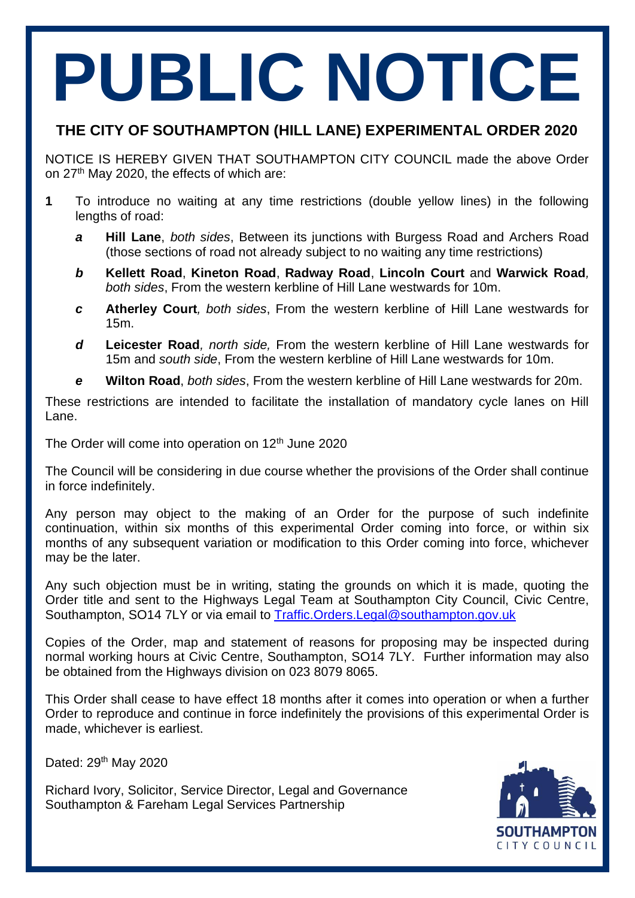# PUBLIC NOTICE

## THE CITY OF SOUTHAMPTON (HILL LANE) EXPERIMENTAL ORDER 2020

NOTICE IS HEREBY GIVEN THAT SOUTHAMPTON CITY COUNCIL made the above Order on 27th May 2020, the effects of which are:

**1** To introduce no waiting at any time restrictions (double yellow lines) in the following lengths of road:

- ***a*** **Hill Lane**, *both sides*, Between its junctions with Burgess Road and Archers Road (those sections of road not already subject to no waiting any time restrictions)
- ***b*** **Kellett Road**, **Kineton Road**, **Radway Road**, **Lincoln Court** and **Warwick Road***, both sides*, From the western kerbline of Hill Lane westwards for 10m.
- ***c*** **Atherley Court***, both sides*, From the western kerbline of Hill Lane westwards for 15m.
- ***d*** **Leicester Road***, north side,* From the western kerbline of Hill Lane westwards for 15m and *south side*, From the western kerbline of Hill Lane westwards for 10m.
- ***e*** **Wilton Road**, *both sides*, From the western kerbline of Hill Lane westwards for 20m.

These restrictions are intended to facilitate the installation of mandatory cycle lanes on Hill Lane.

The Order will come into operation on 12th June 2020

The Council will be considering in due course whether the provisions of the Order shall continue in force indefinitely.

Any person may object to the making of an Order for the purpose of such indefinite continuation, within six months of this experimental Order coming into force, or within six months of any subsequent variation or modification to this Order coming into force, whichever may be the later.

Any such objection must be in writing, stating the grounds on which it is made, quoting the Order title and sent to the Highways Legal Team at Southampton City Council, Civic Centre, Southampton, SO14 7LY or via email to Traffic.Orders.Legal@southampton.gov.uk

Copies of the Order, map and statement of reasons for proposing may be inspected during normal working hours at Civic Centre, Southampton, SO14 7LY. Further information may also be obtained from the Highways division on 023 8079 8065.

This Order shall cease to have effect 18 months after it comes into operation or when a further Order to reproduce and continue in force indefinitely the provisions of this experimental Order is made, whichever is earliest.

Dated: 29th May 2020

Richard Ivory, Solicitor, Service Director, Legal and Governance
Southampton & Fareham Legal Services Partnership

SOUTHAMPTON CITY COUNCIL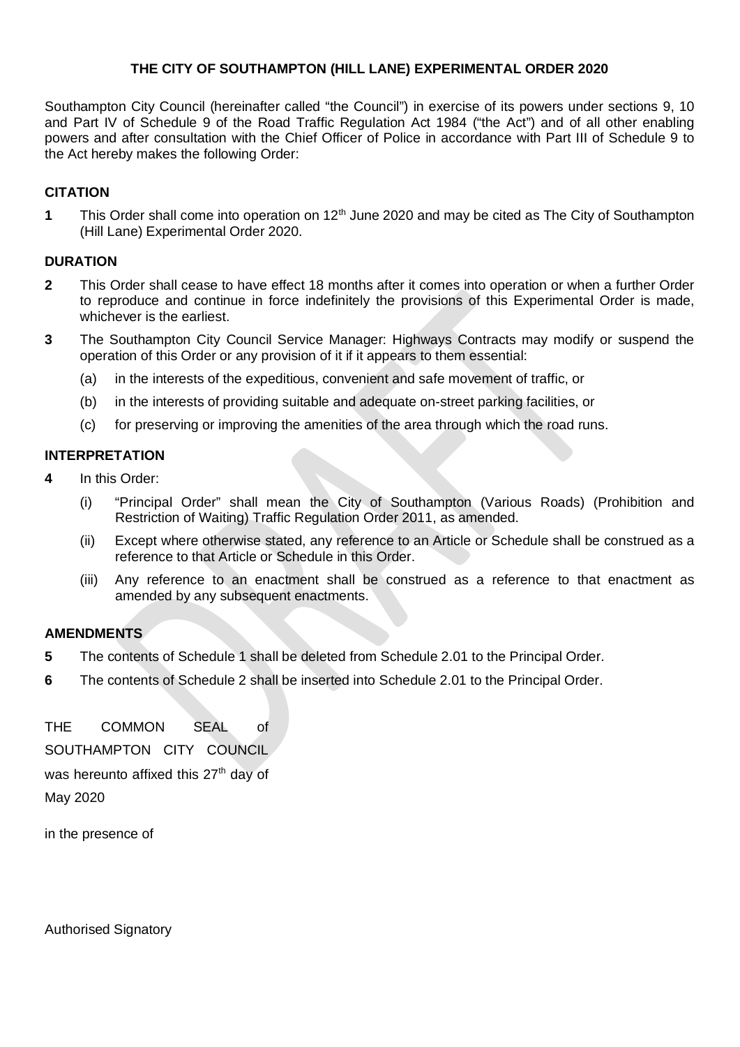# THE CITY OF SOUTHAMPTON (HILL LANE) EXPERIMENTAL ORDER 2020

Southampton City Council (hereinafter called "the Council") in exercise of its powers under sections 9, 10 and Part IV of Schedule 9 of the Road Traffic Regulation Act 1984 ("the Act") and of all other enabling powers and after consultation with the Chief Officer of Police in accordance with Part III of Schedule 9 to the Act hereby makes the following Order:

## CITATION

**1** This Order shall come into operation on 12th June 2020 and may be cited as The City of Southampton (Hill Lane) Experimental Order 2020.

## DURATION

**2** This Order shall cease to have effect 18 months after it comes into operation or when a further Order to reproduce and continue in force indefinitely the provisions of this Experimental Order is made, whichever is the earliest.

**3** The Southampton City Council Service Manager: Highways Contracts may modify or suspend the operation of this Order or any provision of it if it appears to them essential:

(a) in the interests of the expeditious, convenient and safe movement of traffic, or

(b) in the interests of providing suitable and adequate on-street parking facilities, or

(c) for preserving or improving the amenities of the area through which the road runs.

## INTERPRETATION

**4** In this Order:

(i) "Principal Order" shall mean the City of Southampton (Various Roads) (Prohibition and Restriction of Waiting) Traffic Regulation Order 2011, as amended.

(ii) Except where otherwise stated, any reference to an Article or Schedule shall be construed as a reference to that Article or Schedule in this Order.

(iii) Any reference to an enactment shall be construed as a reference to that enactment as amended by any subsequent enactments.

## AMENDMENTS

**5** The contents of Schedule 1 shall be deleted from Schedule 2.01 to the Principal Order.

**6** The contents of Schedule 2 shall be inserted into Schedule 2.01 to the Principal Order.

THE COMMON SEAL of SOUTHAMPTON CITY COUNCIL was hereunto affixed this 27th day of May 2020

in the presence of

Authorised Signatory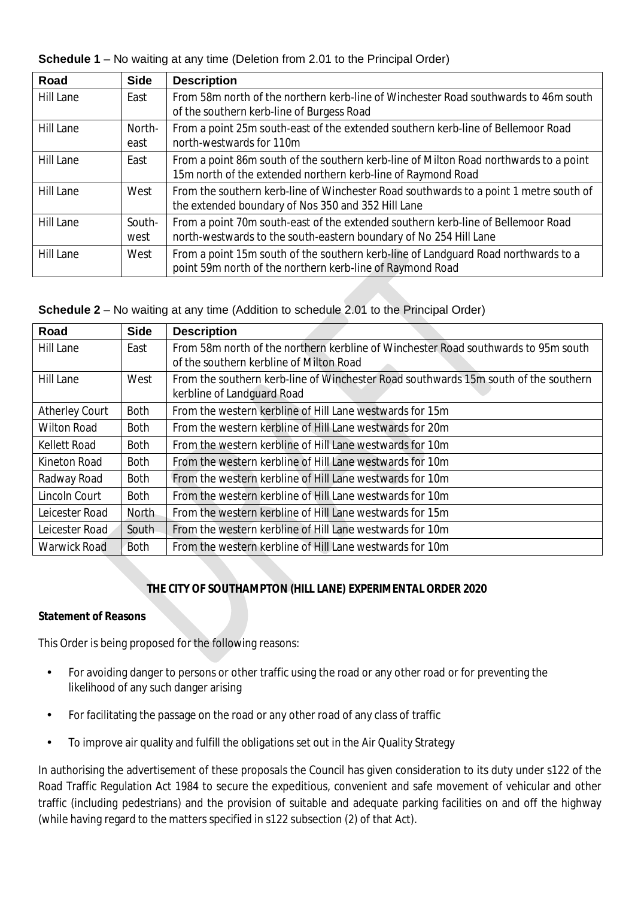**Schedule 1** – No waiting at any time (Deletion from 2.01 to the Principal Order)

| Road | Side | Description |
|---|---|---|
| Hill Lane | East | From 58m north of the northern kerb-line of Winchester Road southwards to 46m south of the southern kerb-line of Burgess Road |
| Hill Lane | North-east | From a point 25m south-east of the extended southern kerb-line of Bellemoor Road north-westwards for 110m |
| Hill Lane | East | From a point 86m south of the southern kerb-line of Milton Road northwards to a point 15m north of the extended northern kerb-line of Raymond Road |
| Hill Lane | West | From the southern kerb-line of Winchester Road southwards to a point 1 metre south of the extended boundary of Nos 350 and 352 Hill Lane |
| Hill Lane | South-west | From a point 70m south-east of the extended southern kerb-line of Bellemoor Road north-westwards to the south-eastern boundary of No 254 Hill Lane |
| Hill Lane | West | From a point 15m south of the southern kerb-line of Landguard Road northwards to a point 59m north of the northern kerb-line of Raymond Road |

**Schedule 2** – No waiting at any time (Addition to schedule 2.01 to the Principal Order)

| Road | Side | Description |
|---|---|---|
| Hill Lane | East | From 58m north of the northern kerbline of Winchester Road southwards to 95m south of the southern kerbline of Milton Road |
| Hill Lane | West | From the southern kerb-line of Winchester Road southwards 15m south of the southern kerbline of Landguard Road |
| Atherley Court | Both | From the western kerbline of Hill Lane westwards for 15m |
| Wilton Road | Both | From the western kerbline of Hill Lane westwards for 20m |
| Kellett Road | Both | From the western kerbline of Hill Lane westwards for 10m |
| Kineton Road | Both | From the western kerbline of Hill Lane westwards for 10m |
| Radway Road | Both | From the western kerbline of Hill Lane westwards for 10m |
| Lincoln Court | Both | From the western kerbline of Hill Lane westwards for 10m |
| Leicester Road | North | From the western kerbline of Hill Lane westwards for 15m |
| Leicester Road | South | From the western kerbline of Hill Lane westwards for 10m |
| Warwick Road | Both | From the western kerbline of Hill Lane westwards for 10m |

**THE CITY OF SOUTHAMPTON (HILL LANE) EXPERIMENTAL ORDER 2020**

**Statement of Reasons**

This Order is being proposed for the following reasons:

- For avoiding danger to persons or other traffic using the road or any other road or for preventing the likelihood of any such danger arising
- For facilitating the passage on the road or any other road of any class of traffic
- To improve air quality and fulfill the obligations set out in the Air Quality Strategy

In authorising the advertisement of these proposals the Council has given consideration to its duty under s122 of the Road Traffic Regulation Act 1984 to secure the expeditious, convenient and safe movement of vehicular and other traffic (including pedestrians) and the provision of suitable and adequate parking facilities on and off the highway (while having regard to the matters specified in s122 subsection (2) of that Act).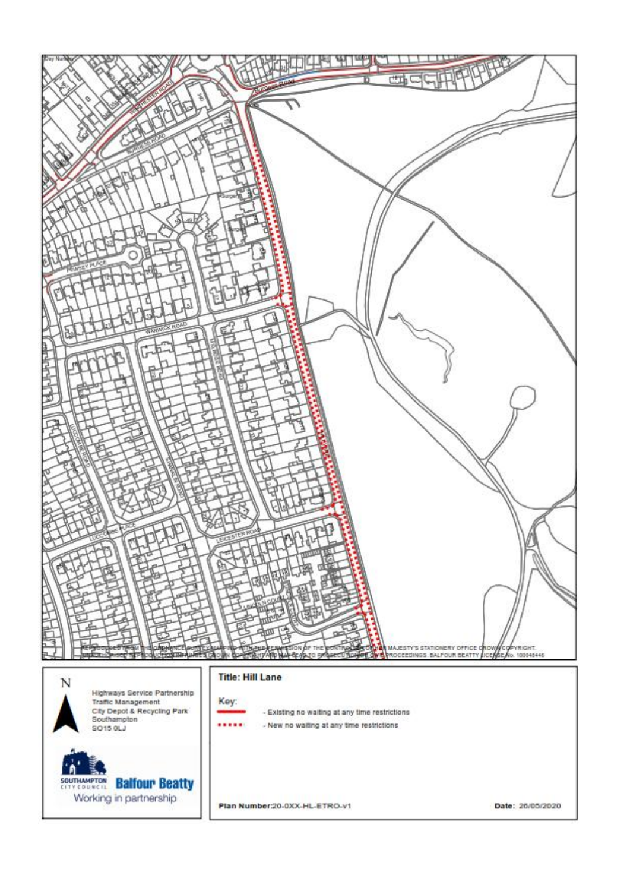REPRODUCED FROM THE ORDNANCE SURVEY MAPPING WITH THE PERMISSION OF THE CONTROLLER OF HER MAJESTY'S STATIONERY OFFICE CROWN COPYRIGHT. UNAUTHORISED REPRODUCTION INFRINGES CROWN COPYRIGHT AND MAY LEAD TO PROSECUTION OR CIVIL PROCEEDINGS. BALFOUR BEATTY LICENSE No. 100049446

N

Highways Service Partnership
Traffic Management
City Depot & Recycling Park
Southampton
SO15 0LJ

SOUTHAMPTON CITY COUNCIL **Balfour Beatty**
Working in partnership

**Title: Hill Lane**

Key:

- Existing no waiting at any time restrictions
- New no waiting at any time restrictions

**Plan Number:** 20-0XX-HL-ETRO-v1

**Date:** 26/05/2020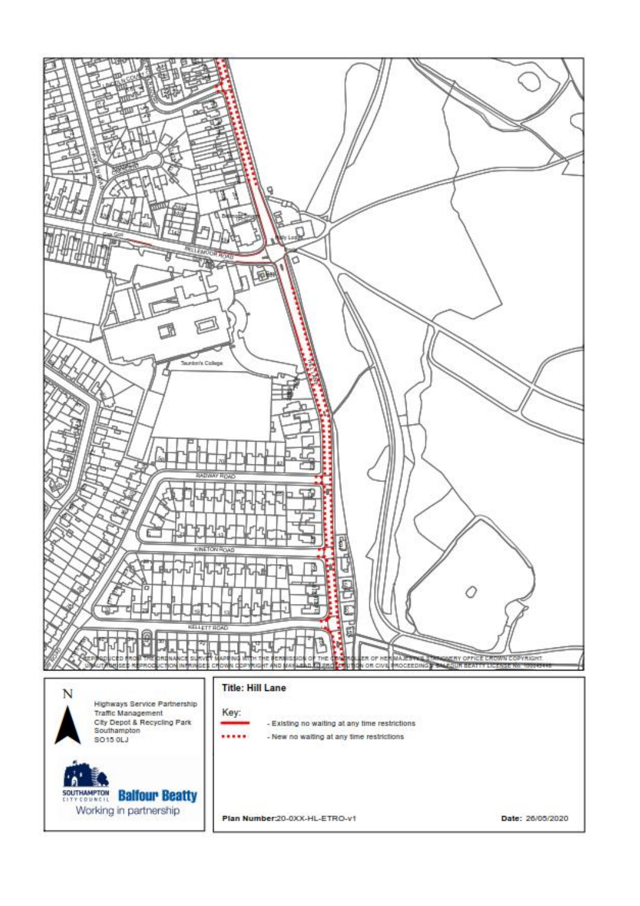REPRODUCED FROM THE ORDNANCE SURVEY MAPPING WITH THE PERMISSION OF THE CONTROLLER OF HER MAJESTY'S STATIONERY OFFICE CROWN COPYRIGHT. UNAUTHORISED REPRODUCTION INFRINGES CROWN COPYRIGHT AND MAY LEAD TO PROSECUTION OR CIVIL PROCEEDINGS. BALFOUR BEATTY LICENSE No. 100045446

N

Highways Service Partnership
Traffic Management
City Depot & Recycling Park
Southampton
SO15 0LJ

SOUTHAMPTON CITY COUNCIL **Balfour Beatty**
Working in partnership

**Title: Hill Lane**

Key:

- Existing no waiting at any time restrictions
- New no waiting at any time restrictions

**Plan Number:** 20-0XX-HL-ETRO-v1

**Date:** 26/05/2020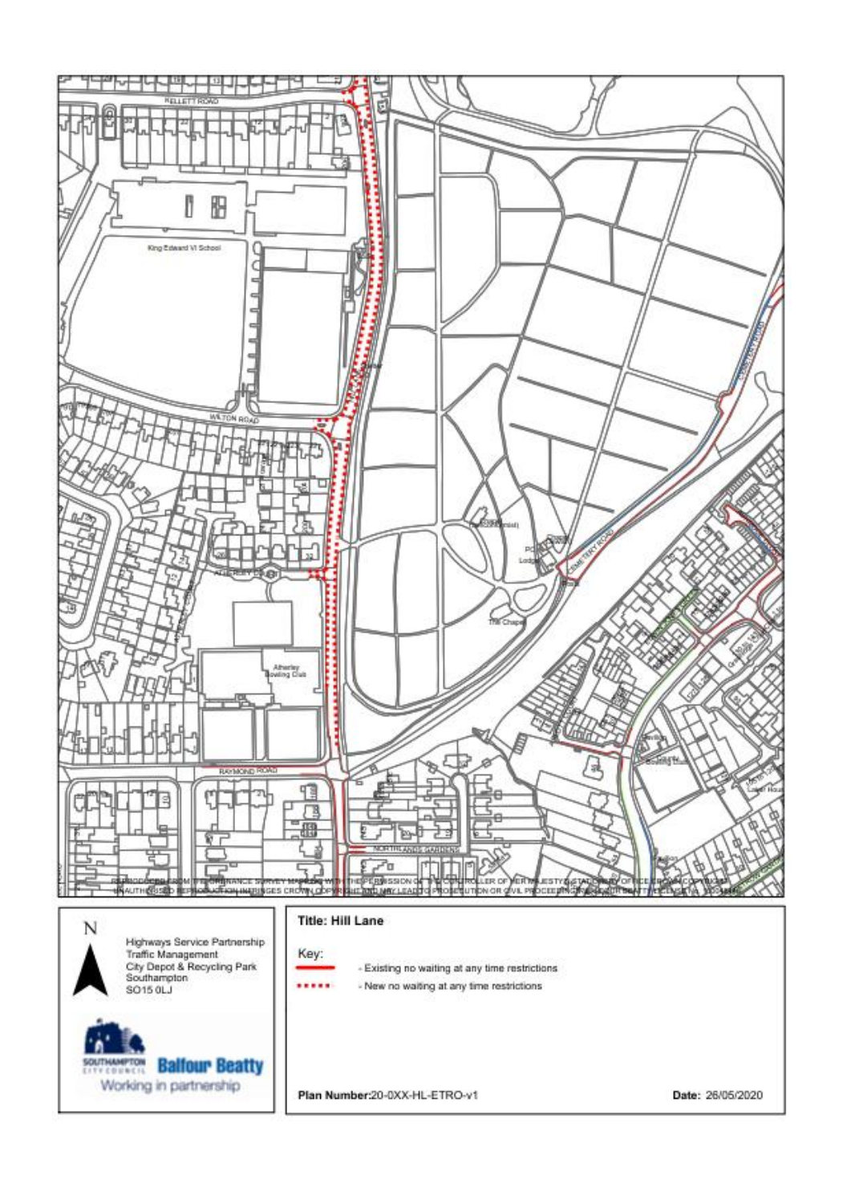Highways Service Partnership
Traffic Management
City Depot & Recycling Park
Southampton
SO15 0LJ

Southampton City Council | Balfour Beatty
Working in partnership

**Title: Hill Lane**

Key:

- Existing no waiting at any time restrictions
- New no waiting at any time restrictions

Plan Number: 20-0XX-HL-ETRO-v1

Date: 26/05/2020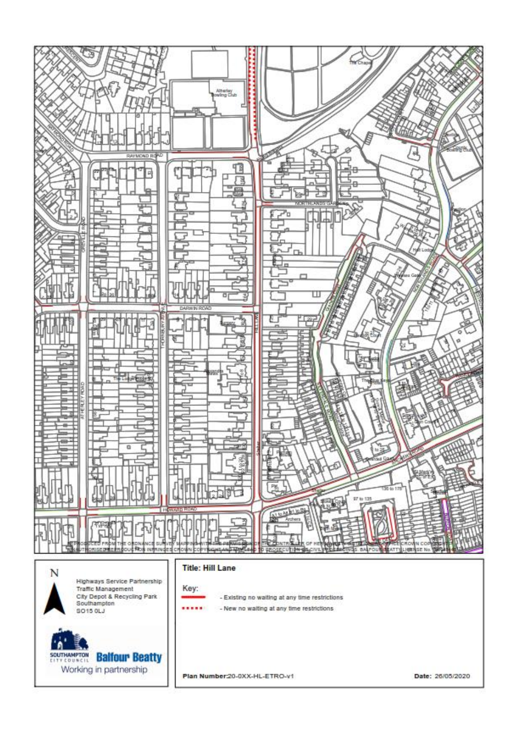Highways Service Partnership
Traffic Management
City Depot & Recycling Park
Southampton
SO15 0LJ

SOUTHAMPTON CITY COUNCIL **Balfour Beatty**
Working in partnership

**Title: Hill Lane**

Key:

- Existing no waiting at any time restrictions
- New no waiting at any time restrictions

**Plan Number:** 20-0XX-HL-ETRO-v1

**Date:** 26/05/2020